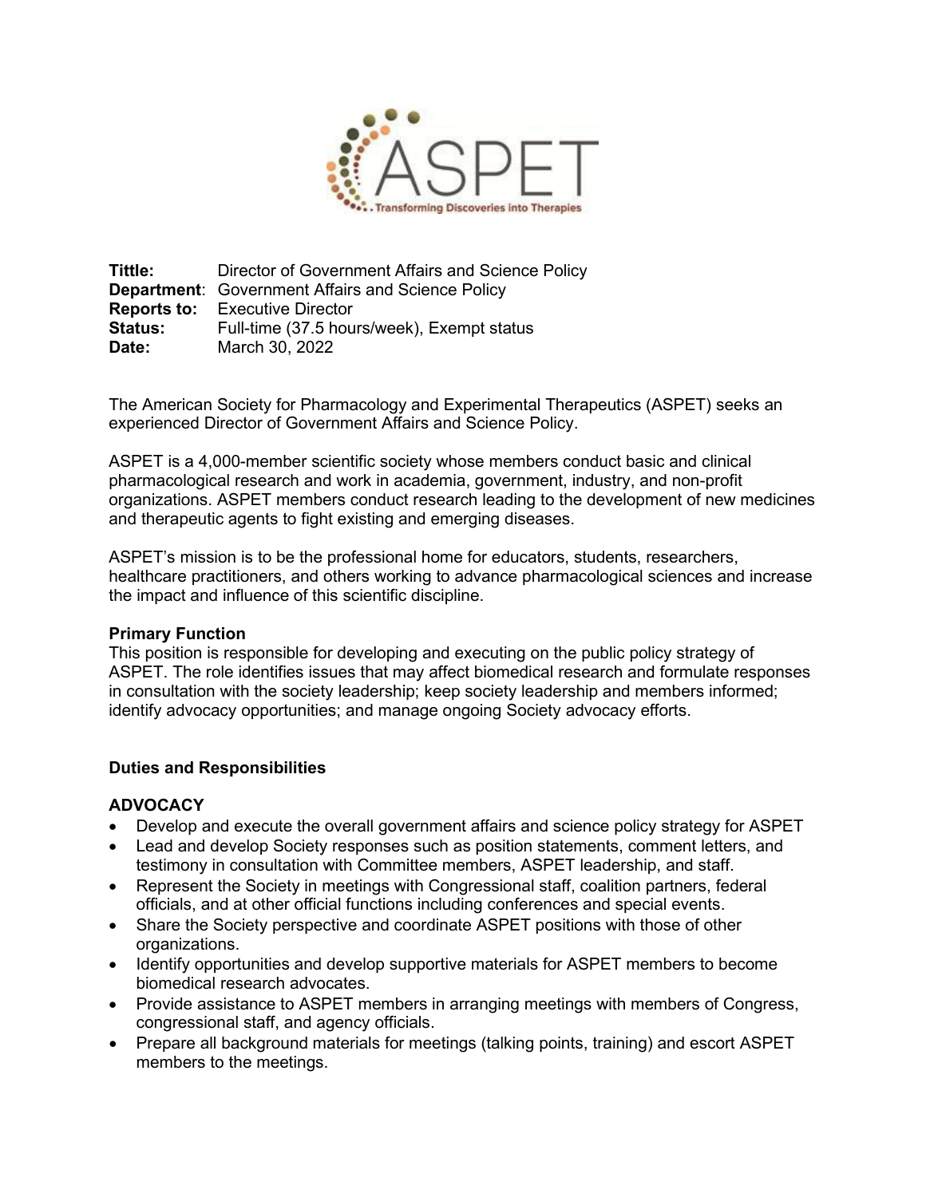**Tittle:** Director of Government Affairs and Science Policy
**Department**: Government Affairs and Science Policy
**Reports to:** Executive Director
**Status:** Full-time (37.5 hours/week), Exempt status
**Date:** March 30, 2022

The American Society for Pharmacology and Experimental Therapeutics (ASPET) seeks an experienced Director of Government Affairs and Science Policy.

ASPET is a 4,000-member scientific society whose members conduct basic and clinical pharmacological research and work in academia, government, industry, and non-profit organizations. ASPET members conduct research leading to the development of new medicines and therapeutic agents to fight existing and emerging diseases.

ASPET's mission is to be the professional home for educators, students, researchers, healthcare practitioners, and others working to advance pharmacological sciences and increase the impact and influence of this scientific discipline.

**Primary Function**
This position is responsible for developing and executing on the public policy strategy of ASPET. The role identifies issues that may affect biomedical research and formulate responses in consultation with the society leadership; keep society leadership and members informed; identify advocacy opportunities; and manage ongoing Society advocacy efforts.

**Duties and Responsibilities**

**ADVOCACY**

- Develop and execute the overall government affairs and science policy strategy for ASPET
- Lead and develop Society responses such as position statements, comment letters, and testimony in consultation with Committee members, ASPET leadership, and staff.
- Represent the Society in meetings with Congressional staff, coalition partners, federal officials, and at other official functions including conferences and special events.
- Share the Society perspective and coordinate ASPET positions with those of other organizations.
- Identify opportunities and develop supportive materials for ASPET members to become biomedical research advocates.
- Provide assistance to ASPET members in arranging meetings with members of Congress, congressional staff, and agency officials.
- Prepare all background materials for meetings (talking points, training) and escort ASPET members to the meetings.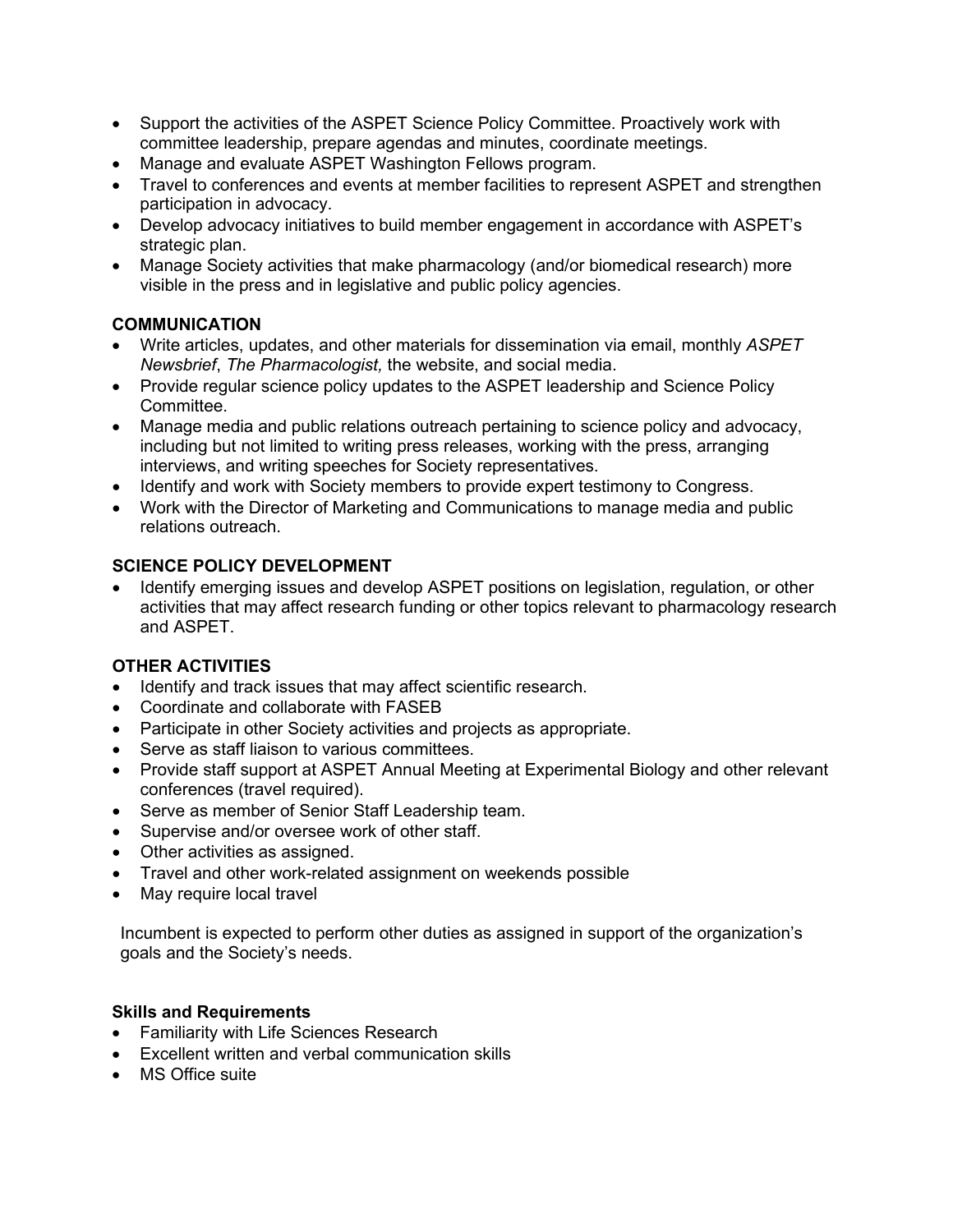- Support the activities of the ASPET Science Policy Committee. Proactively work with committee leadership, prepare agendas and minutes, coordinate meetings.
- Manage and evaluate ASPET Washington Fellows program.
- Travel to conferences and events at member facilities to represent ASPET and strengthen participation in advocacy.
- Develop advocacy initiatives to build member engagement in accordance with ASPET's strategic plan.
- Manage Society activities that make pharmacology (and/or biomedical research) more visible in the press and in legislative and public policy agencies.

**COMMUNICATION**

- Write articles, updates, and other materials for dissemination via email, monthly *ASPET Newsbrief*, *The Pharmacologist,* the website, and social media.
- Provide regular science policy updates to the ASPET leadership and Science Policy Committee.
- Manage media and public relations outreach pertaining to science policy and advocacy, including but not limited to writing press releases, working with the press, arranging interviews, and writing speeches for Society representatives.
- Identify and work with Society members to provide expert testimony to Congress.
- Work with the Director of Marketing and Communications to manage media and public relations outreach.

**SCIENCE POLICY DEVELOPMENT**

- Identify emerging issues and develop ASPET positions on legislation, regulation, or other activities that may affect research funding or other topics relevant to pharmacology research and ASPET.

**OTHER ACTIVITIES**

- Identify and track issues that may affect scientific research.
- Coordinate and collaborate with FASEB
- Participate in other Society activities and projects as appropriate.
- Serve as staff liaison to various committees.
- Provide staff support at ASPET Annual Meeting at Experimental Biology and other relevant conferences (travel required).
- Serve as member of Senior Staff Leadership team.
- Supervise and/or oversee work of other staff.
- Other activities as assigned.
- Travel and other work-related assignment on weekends possible
- May require local travel

Incumbent is expected to perform other duties as assigned in support of the organization's goals and the Society's needs.

**Skills and Requirements**

- Familiarity with Life Sciences Research
- Excellent written and verbal communication skills
- MS Office suite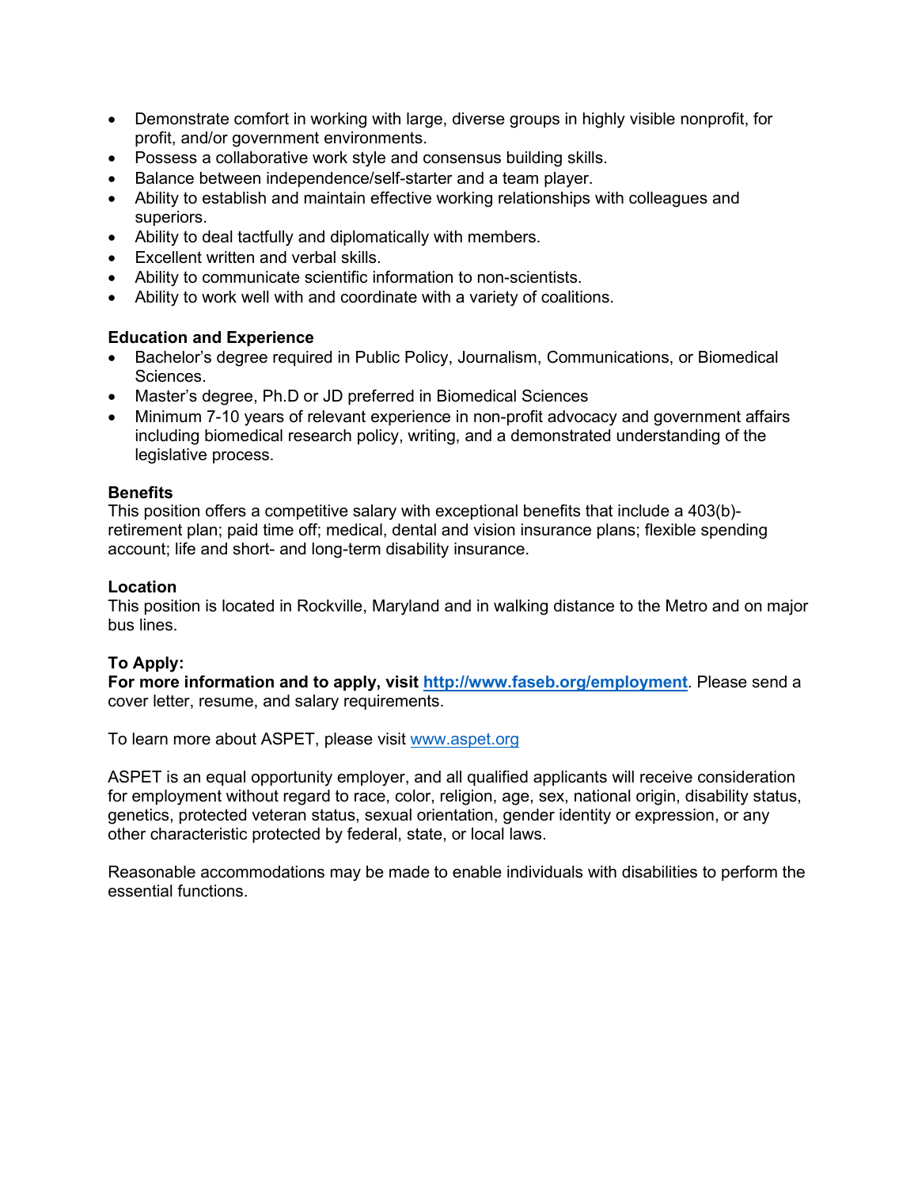- Demonstrate comfort in working with large, diverse groups in highly visible nonprofit, for profit, and/or government environments.
- Possess a collaborative work style and consensus building skills.
- Balance between independence/self-starter and a team player.
- Ability to establish and maintain effective working relationships with colleagues and superiors.
- Ability to deal tactfully and diplomatically with members.
- Excellent written and verbal skills.
- Ability to communicate scientific information to non-scientists.
- Ability to work well with and coordinate with a variety of coalitions.

**Education and Experience**

- Bachelor's degree required in Public Policy, Journalism, Communications, or Biomedical Sciences.
- Master's degree, Ph.D or JD preferred in Biomedical Sciences
- Minimum 7-10 years of relevant experience in non-profit advocacy and government affairs including biomedical research policy, writing, and a demonstrated understanding of the legislative process.

**Benefits**

This position offers a competitive salary with exceptional benefits that include a 403(b)-retirement plan; paid time off; medical, dental and vision insurance plans; flexible spending account; life and short- and long-term disability insurance.

**Location**

This position is located in Rockville, Maryland and in walking distance to the Metro and on major bus lines.

**To Apply:**

**For more information and to apply, visit [http://www.faseb.org/employment](http://www.faseb.org/employment)**. Please send a cover letter, resume, and salary requirements.

To learn more about ASPET, please visit [www.aspet.org](http://www.aspet.org)

ASPET is an equal opportunity employer, and all qualified applicants will receive consideration for employment without regard to race, color, religion, age, sex, national origin, disability status, genetics, protected veteran status, sexual orientation, gender identity or expression, or any other characteristic protected by federal, state, or local laws.

Reasonable accommodations may be made to enable individuals with disabilities to perform the essential functions.